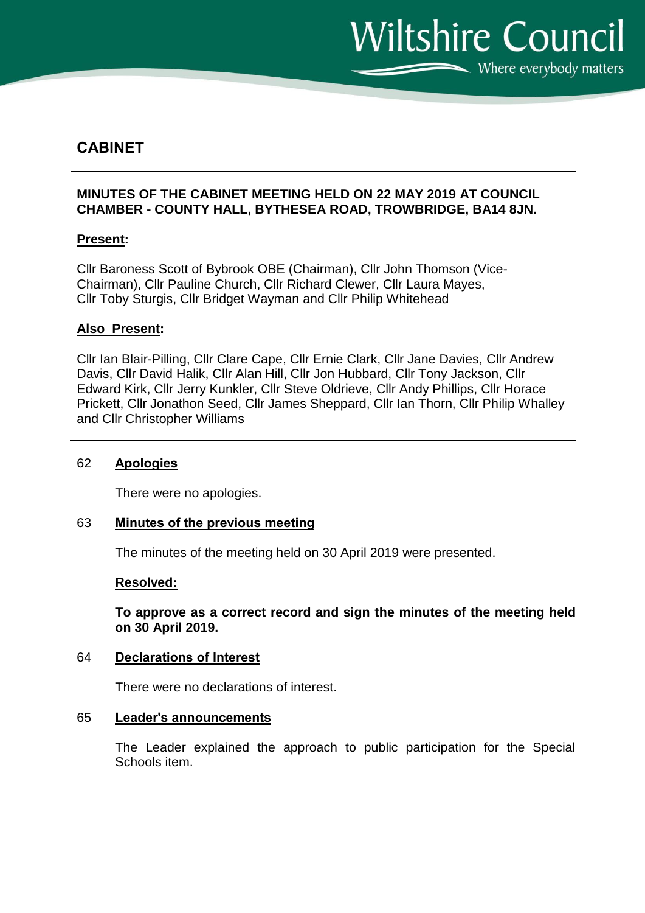# CABINET

**MINUTES OF THE CABINET MEETING HELD ON 22 MAY 2019 AT COUNCIL CHAMBER - COUNTY HALL, BYTHESEA ROAD, TROWBRIDGE, BA14 8JN.**

**Present:**

Cllr Baroness Scott of Bybrook OBE (Chairman), Cllr John Thomson (Vice-Chairman), Cllr Pauline Church, Cllr Richard Clewer, Cllr Laura Mayes, Cllr Toby Sturgis, Cllr Bridget Wayman and Cllr Philip Whitehead

**Also Present:**

Cllr Ian Blair-Pilling, Cllr Clare Cape, Cllr Ernie Clark, Cllr Jane Davies, Cllr Andrew Davis, Cllr David Halik, Cllr Alan Hill, Cllr Jon Hubbard, Cllr Tony Jackson, Cllr Edward Kirk, Cllr Jerry Kunkler, Cllr Steve Oldrieve, Cllr Andy Phillips, Cllr Horace Prickett, Cllr Jonathon Seed, Cllr James Sheppard, Cllr Ian Thorn, Cllr Philip Whalley and Cllr Christopher Williams

## 62 Apologies

There were no apologies.

## 63 Minutes of the previous meeting

The minutes of the meeting held on 30 April 2019 were presented.

**Resolved:**

**To approve as a correct record and sign the minutes of the meeting held on 30 April 2019.**

## 64 Declarations of Interest

There were no declarations of interest.

## 65 Leader's announcements

The Leader explained the approach to public participation for the Special Schools item.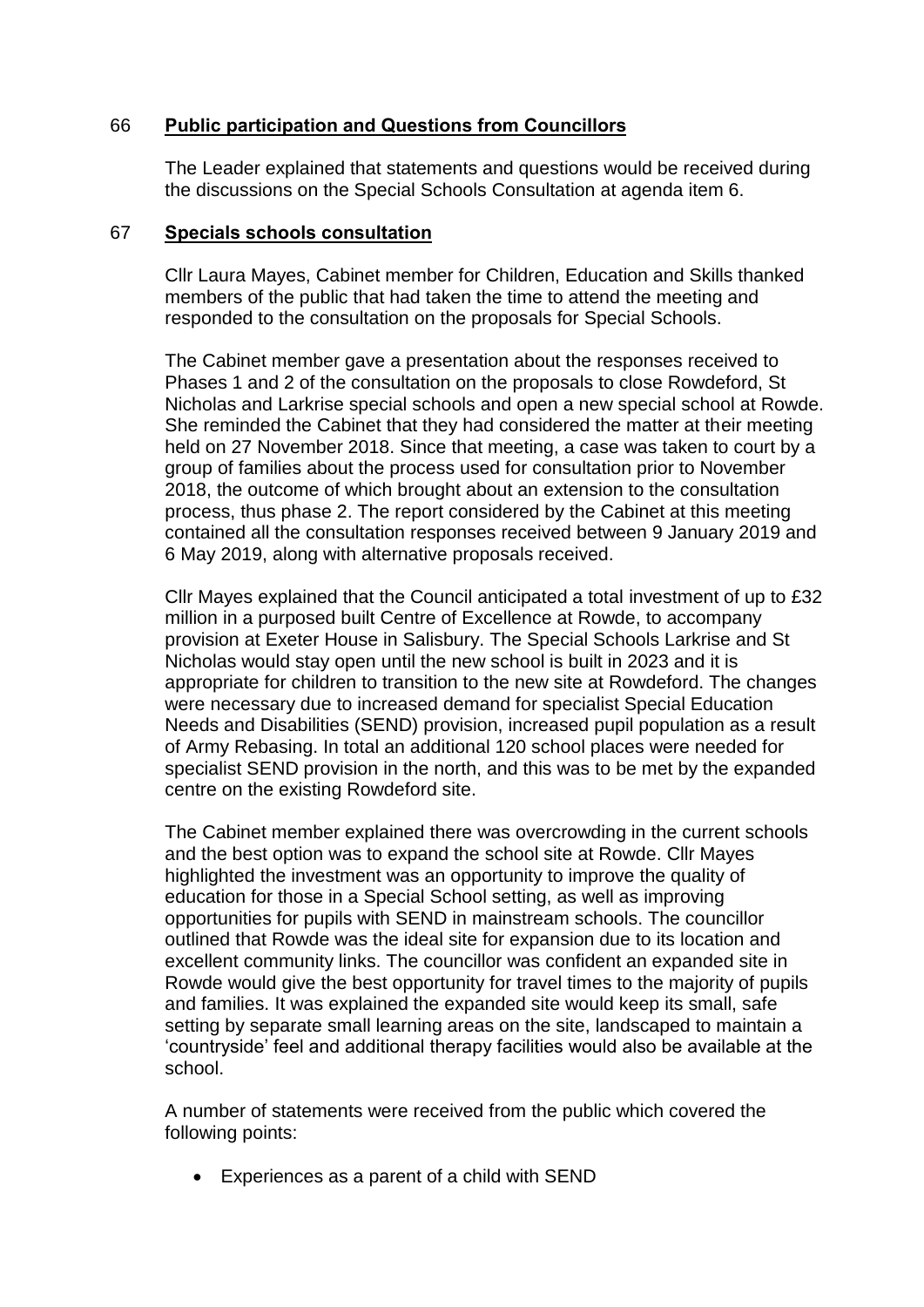## 66 **Public participation and Questions from Councillors**

The Leader explained that statements and questions would be received during the discussions on the Special Schools Consultation at agenda item 6.

## 67 **Specials schools consultation**

Cllr Laura Mayes, Cabinet member for Children, Education and Skills thanked members of the public that had taken the time to attend the meeting and responded to the consultation on the proposals for Special Schools.

The Cabinet member gave a presentation about the responses received to Phases 1 and 2 of the consultation on the proposals to close Rowdeford, St Nicholas and Larkrise special schools and open a new special school at Rowde. She reminded the Cabinet that they had considered the matter at their meeting held on 27 November 2018. Since that meeting, a case was taken to court by a group of families about the process used for consultation prior to November 2018, the outcome of which brought about an extension to the consultation process, thus phase 2. The report considered by the Cabinet at this meeting contained all the consultation responses received between 9 January 2019 and 6 May 2019, along with alternative proposals received.

Cllr Mayes explained that the Council anticipated a total investment of up to £32 million in a purposed built Centre of Excellence at Rowde, to accompany provision at Exeter House in Salisbury. The Special Schools Larkrise and St Nicholas would stay open until the new school is built in 2023 and it is appropriate for children to transition to the new site at Rowdeford. The changes were necessary due to increased demand for specialist Special Education Needs and Disabilities (SEND) provision, increased pupil population as a result of Army Rebasing. In total an additional 120 school places were needed for specialist SEND provision in the north, and this was to be met by the expanded centre on the existing Rowdeford site.

The Cabinet member explained there was overcrowding in the current schools and the best option was to expand the school site at Rowde. Cllr Mayes highlighted the investment was an opportunity to improve the quality of education for those in a Special School setting, as well as improving opportunities for pupils with SEND in mainstream schools. The councillor outlined that Rowde was the ideal site for expansion due to its location and excellent community links. The councillor was confident an expanded site in Rowde would give the best opportunity for travel times to the majority of pupils and families. It was explained the expanded site would keep its small, safe setting by separate small learning areas on the site, landscaped to maintain a 'countryside' feel and additional therapy facilities would also be available at the school.

A number of statements were received from the public which covered the following points:

- Experiences as a parent of a child with SEND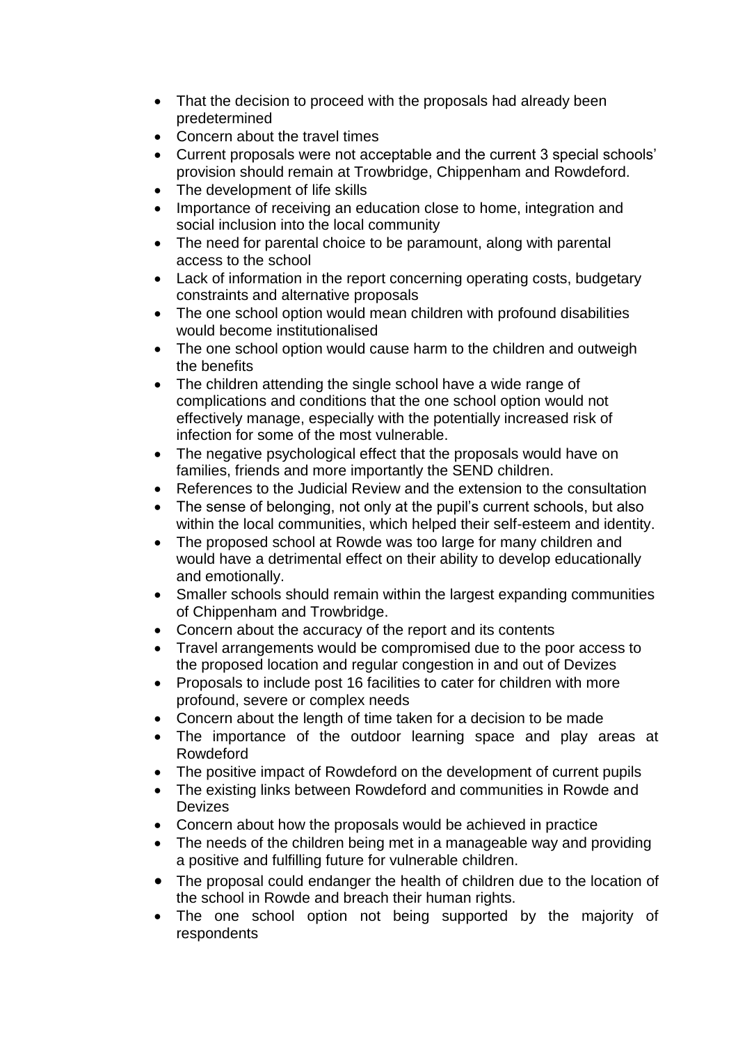- That the decision to proceed with the proposals had already been predetermined
- Concern about the travel times
- Current proposals were not acceptable and the current 3 special schools' provision should remain at Trowbridge, Chippenham and Rowdeford.
- The development of life skills
- Importance of receiving an education close to home, integration and social inclusion into the local community
- The need for parental choice to be paramount, along with parental access to the school
- Lack of information in the report concerning operating costs, budgetary constraints and alternative proposals
- The one school option would mean children with profound disabilities would become institutionalised
- The one school option would cause harm to the children and outweigh the benefits
- The children attending the single school have a wide range of complications and conditions that the one school option would not effectively manage, especially with the potentially increased risk of infection for some of the most vulnerable.
- The negative psychological effect that the proposals would have on families, friends and more importantly the SEND children.
- References to the Judicial Review and the extension to the consultation
- The sense of belonging, not only at the pupil's current schools, but also within the local communities, which helped their self-esteem and identity.
- The proposed school at Rowde was too large for many children and would have a detrimental effect on their ability to develop educationally and emotionally.
- Smaller schools should remain within the largest expanding communities of Chippenham and Trowbridge.
- Concern about the accuracy of the report and its contents
- Travel arrangements would be compromised due to the poor access to the proposed location and regular congestion in and out of Devizes
- Proposals to include post 16 facilities to cater for children with more profound, severe or complex needs
- Concern about the length of time taken for a decision to be made
- The importance of the outdoor learning space and play areas at Rowdeford
- The positive impact of Rowdeford on the development of current pupils
- The existing links between Rowdeford and communities in Rowde and Devizes
- Concern about how the proposals would be achieved in practice
- The needs of the children being met in a manageable way and providing a positive and fulfilling future for vulnerable children.
- The proposal could endanger the health of children due to the location of the school in Rowde and breach their human rights.
- The one school option not being supported by the majority of respondents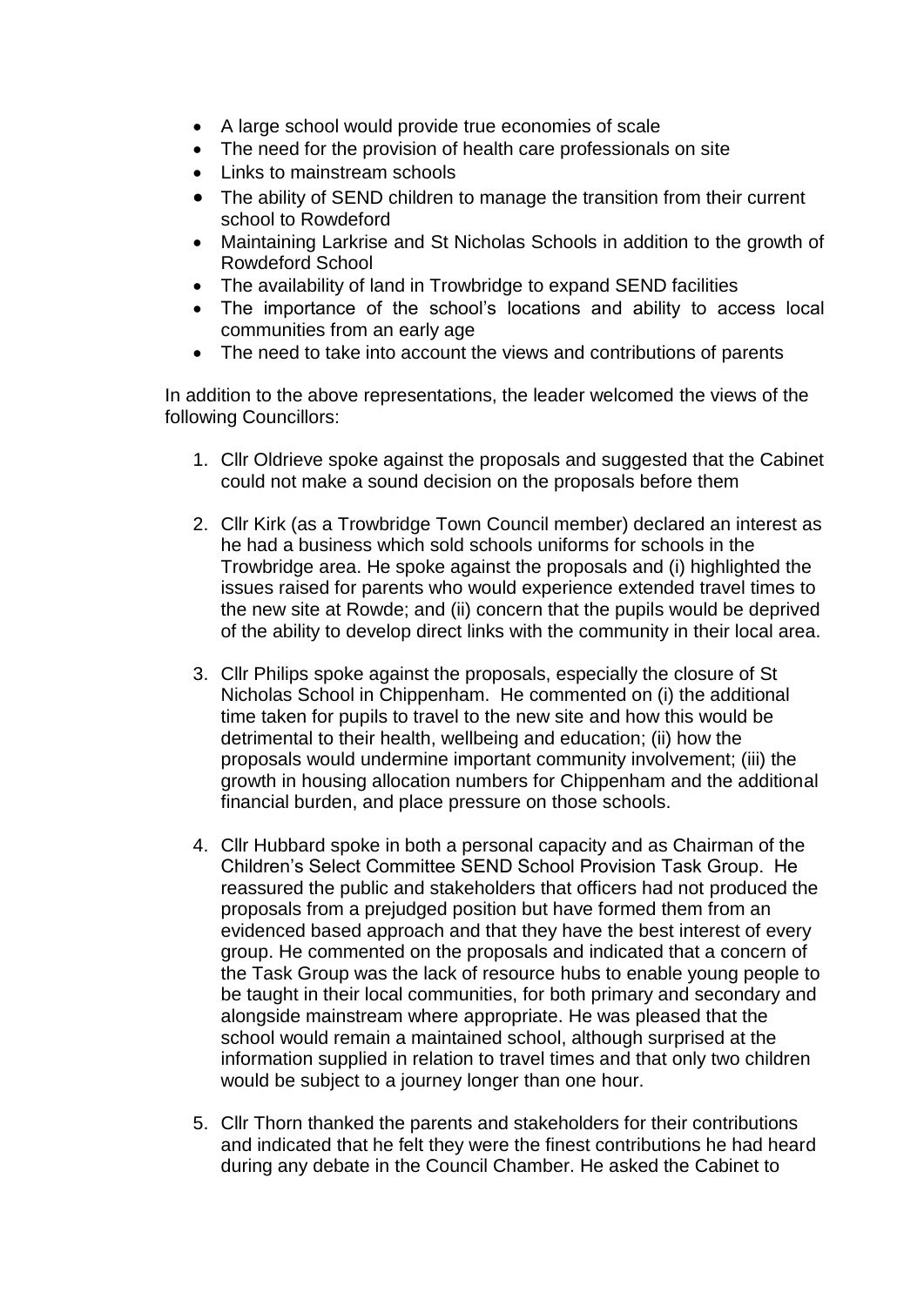- A large school would provide true economies of scale
- The need for the provision of health care professionals on site
- Links to mainstream schools
- The ability of SEND children to manage the transition from their current school to Rowdeford
- Maintaining Larkrise and St Nicholas Schools in addition to the growth of Rowdeford School
- The availability of land in Trowbridge to expand SEND facilities
- The importance of the school's locations and ability to access local communities from an early age
- The need to take into account the views and contributions of parents

In addition to the above representations, the leader welcomed the views of the following Councillors:

1. Cllr Oldrieve spoke against the proposals and suggested that the Cabinet could not make a sound decision on the proposals before them

2. Cllr Kirk (as a Trowbridge Town Council member) declared an interest as he had a business which sold schools uniforms for schools in the Trowbridge area. He spoke against the proposals and (i) highlighted the issues raised for parents who would experience extended travel times to the new site at Rowde; and (ii) concern that the pupils would be deprived of the ability to develop direct links with the community in their local area.

3. Cllr Philips spoke against the proposals, especially the closure of St Nicholas School in Chippenham. He commented on (i) the additional time taken for pupils to travel to the new site and how this would be detrimental to their health, wellbeing and education; (ii) how the proposals would undermine important community involvement; (iii) the growth in housing allocation numbers for Chippenham and the additional financial burden, and place pressure on those schools.

4. Cllr Hubbard spoke in both a personal capacity and as Chairman of the Children's Select Committee SEND School Provision Task Group. He reassured the public and stakeholders that officers had not produced the proposals from a prejudged position but have formed them from an evidenced based approach and that they have the best interest of every group. He commented on the proposals and indicated that a concern of the Task Group was the lack of resource hubs to enable young people to be taught in their local communities, for both primary and secondary and alongside mainstream where appropriate. He was pleased that the school would remain a maintained school, although surprised at the information supplied in relation to travel times and that only two children would be subject to a journey longer than one hour.

5. Cllr Thorn thanked the parents and stakeholders for their contributions and indicated that he felt they were the finest contributions he had heard during any debate in the Council Chamber. He asked the Cabinet to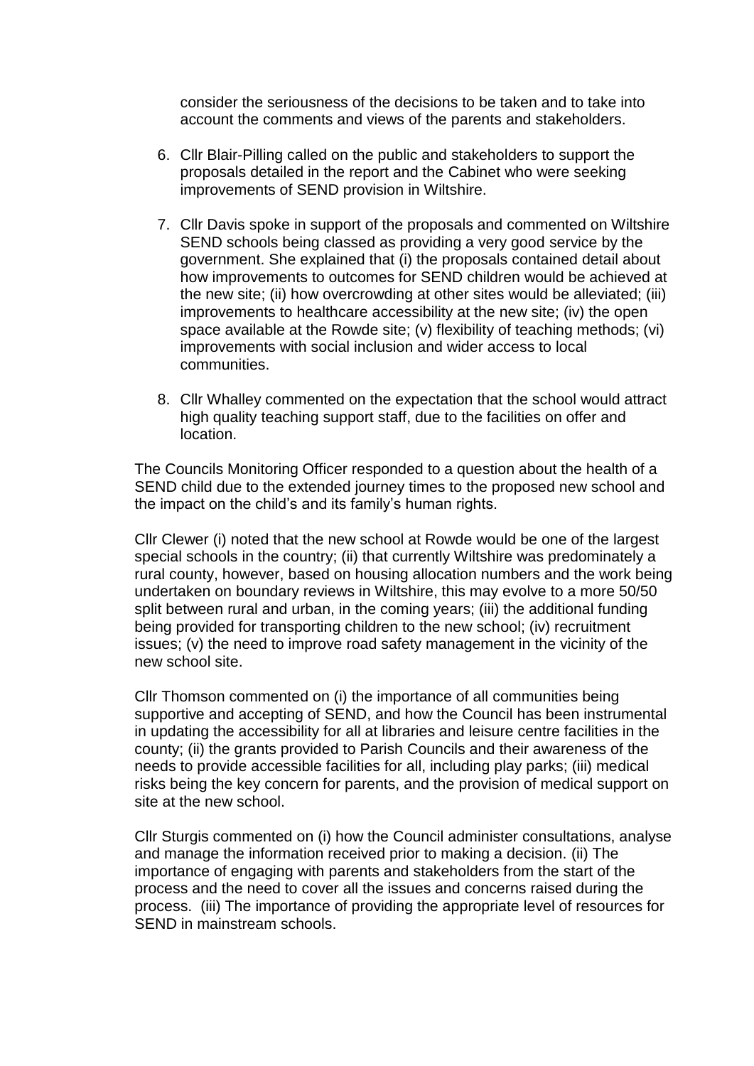consider the seriousness of the decisions to be taken and to take into account the comments and views of the parents and stakeholders.

6. Cllr Blair-Pilling called on the public and stakeholders to support the proposals detailed in the report and the Cabinet who were seeking improvements of SEND provision in Wiltshire.

7. Cllr Davis spoke in support of the proposals and commented on Wiltshire SEND schools being classed as providing a very good service by the government. She explained that (i) the proposals contained detail about how improvements to outcomes for SEND children would be achieved at the new site; (ii) how overcrowding at other sites would be alleviated; (iii) improvements to healthcare accessibility at the new site; (iv) the open space available at the Rowde site; (v) flexibility of teaching methods; (vi) improvements with social inclusion and wider access to local communities.

8. Cllr Whalley commented on the expectation that the school would attract high quality teaching support staff, due to the facilities on offer and location.

The Councils Monitoring Officer responded to a question about the health of a SEND child due to the extended journey times to the proposed new school and the impact on the child's and its family's human rights.

Cllr Clewer (i) noted that the new school at Rowde would be one of the largest special schools in the country; (ii) that currently Wiltshire was predominately a rural county, however, based on housing allocation numbers and the work being undertaken on boundary reviews in Wiltshire, this may evolve to a more 50/50 split between rural and urban, in the coming years; (iii) the additional funding being provided for transporting children to the new school; (iv) recruitment issues; (v) the need to improve road safety management in the vicinity of the new school site.

Cllr Thomson commented on (i) the importance of all communities being supportive and accepting of SEND, and how the Council has been instrumental in updating the accessibility for all at libraries and leisure centre facilities in the county; (ii) the grants provided to Parish Councils and their awareness of the needs to provide accessible facilities for all, including play parks; (iii) medical risks being the key concern for parents, and the provision of medical support on site at the new school.

Cllr Sturgis commented on (i) how the Council administer consultations, analyse and manage the information received prior to making a decision. (ii) The importance of engaging with parents and stakeholders from the start of the process and the need to cover all the issues and concerns raised during the process. (iii) The importance of providing the appropriate level of resources for SEND in mainstream schools.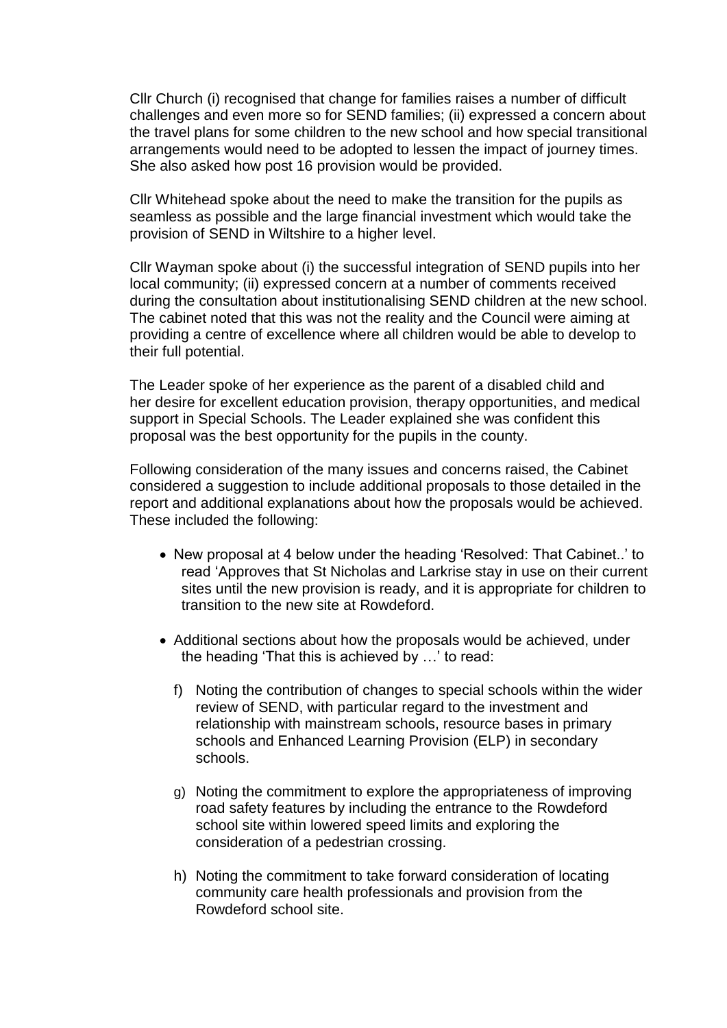Cllr Church (i) recognised that change for families raises a number of difficult challenges and even more so for SEND families; (ii) expressed a concern about the travel plans for some children to the new school and how special transitional arrangements would need to be adopted to lessen the impact of journey times. She also asked how post 16 provision would be provided.

Cllr Whitehead spoke about the need to make the transition for the pupils as seamless as possible and the large financial investment which would take the provision of SEND in Wiltshire to a higher level.

Cllr Wayman spoke about (i) the successful integration of SEND pupils into her local community; (ii) expressed concern at a number of comments received during the consultation about institutionalising SEND children at the new school. The cabinet noted that this was not the reality and the Council were aiming at providing a centre of excellence where all children would be able to develop to their full potential.

The Leader spoke of her experience as the parent of a disabled child and her desire for excellent education provision, therapy opportunities, and medical support in Special Schools. The Leader explained she was confident this proposal was the best opportunity for the pupils in the county.

Following consideration of the many issues and concerns raised, the Cabinet considered a suggestion to include additional proposals to those detailed in the report and additional explanations about how the proposals would be achieved. These included the following:

- New proposal at 4 below under the heading 'Resolved: That Cabinet..' to read 'Approves that St Nicholas and Larkrise stay in use on their current sites until the new provision is ready, and it is appropriate for children to transition to the new site at Rowdeford.
- Additional sections about how the proposals would be achieved, under the heading 'That this is achieved by …' to read:

  f) Noting the contribution of changes to special schools within the wider review of SEND, with particular regard to the investment and relationship with mainstream schools, resource bases in primary schools and Enhanced Learning Provision (ELP) in secondary schools.

  g) Noting the commitment to explore the appropriateness of improving road safety features by including the entrance to the Rowdeford school site within lowered speed limits and exploring the consideration of a pedestrian crossing.

  h) Noting the commitment to take forward consideration of locating community care health professionals and provision from the Rowdeford school site.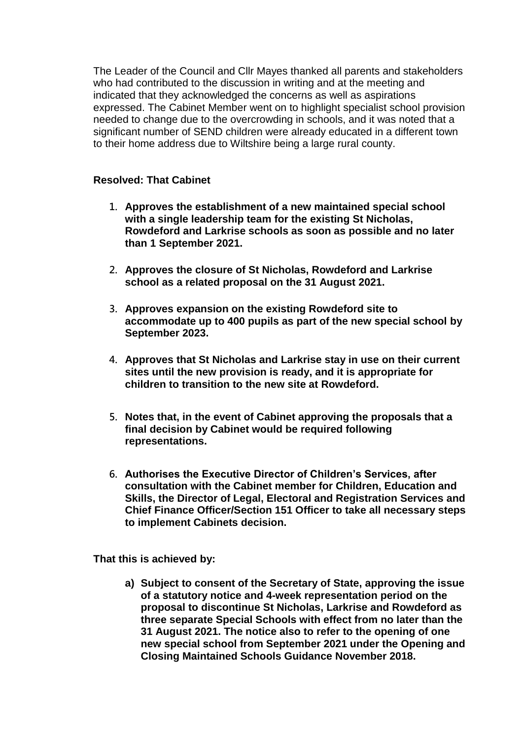The Leader of the Council and Cllr Mayes thanked all parents and stakeholders who had contributed to the discussion in writing and at the meeting and indicated that they acknowledged the concerns as well as aspirations expressed. The Cabinet Member went on to highlight specialist school provision needed to change due to the overcrowding in schools, and it was noted that a significant number of SEND children were already educated in a different town to their home address due to Wiltshire being a large rural county.

**Resolved: That Cabinet**

1. **Approves the establishment of a new maintained special school with a single leadership team for the existing St Nicholas, Rowdeford and Larkrise schools as soon as possible and no later than 1 September 2021.**

2. **Approves the closure of St Nicholas, Rowdeford and Larkrise school as a related proposal on the 31 August 2021.**

3. **Approves expansion on the existing Rowdeford site to accommodate up to 400 pupils as part of the new special school by September 2023.**

4. **Approves that St Nicholas and Larkrise stay in use on their current sites until the new provision is ready, and it is appropriate for children to transition to the new site at Rowdeford.**

5. **Notes that, in the event of Cabinet approving the proposals that a final decision by Cabinet would be required following representations.**

6. **Authorises the Executive Director of Children's Services, after consultation with the Cabinet member for Children, Education and Skills, the Director of Legal, Electoral and Registration Services and Chief Finance Officer/Section 151 Officer to take all necessary steps to implement Cabinets decision.**

**That this is achieved by:**

a) **Subject to consent of the Secretary of State, approving the issue of a statutory notice and 4-week representation period on the proposal to discontinue St Nicholas, Larkrise and Rowdeford as three separate Special Schools with effect from no later than the 31 August 2021. The notice also to refer to the opening of one new special school from September 2021 under the Opening and Closing Maintained Schools Guidance November 2018.**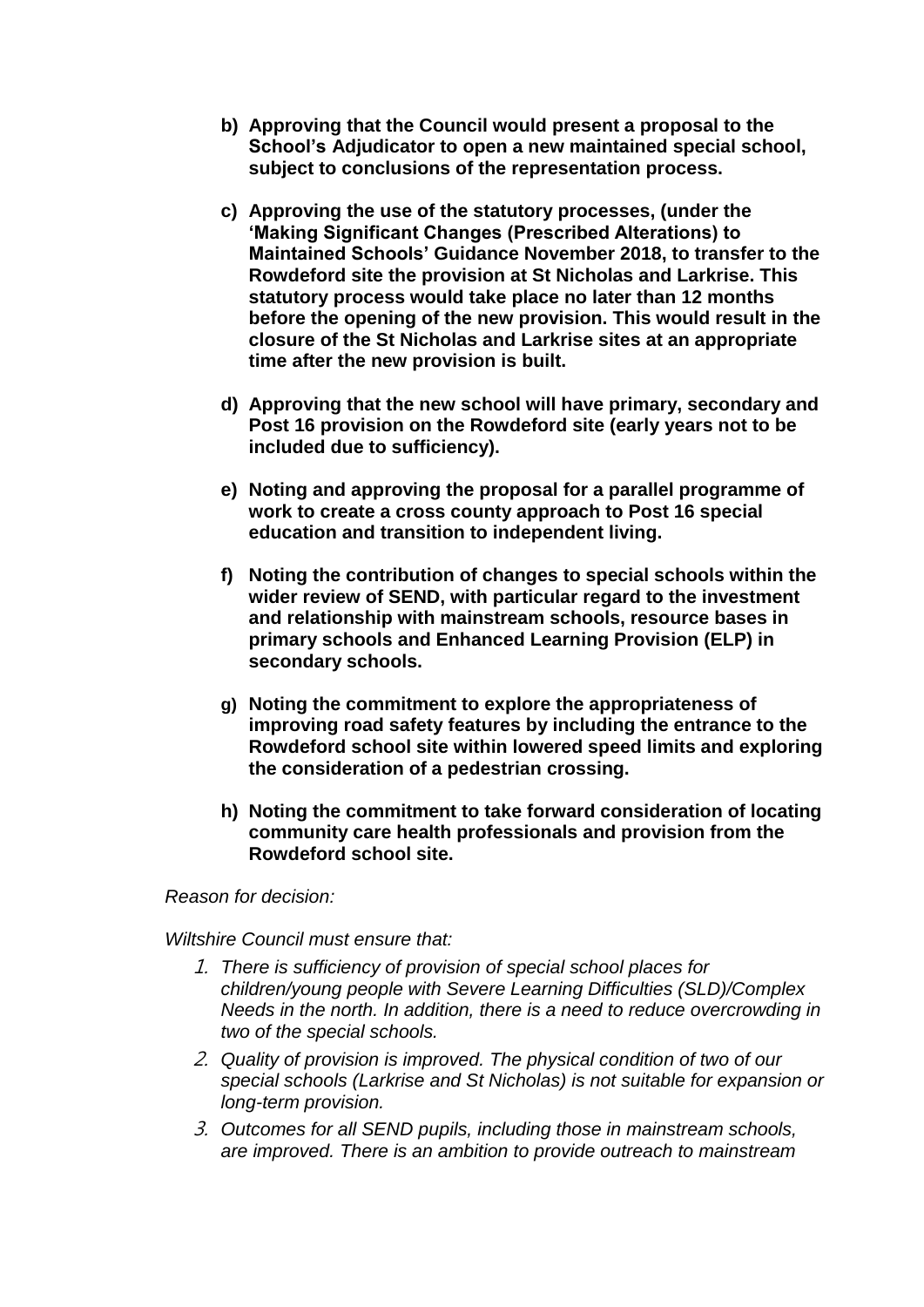- **b) Approving that the Council would present a proposal to the School's Adjudicator to open a new maintained special school, subject to conclusions of the representation process.**

- **c) Approving the use of the statutory processes, (under the 'Making Significant Changes (Prescribed Alterations) to Maintained Schools' Guidance November 2018, to transfer to the Rowdeford site the provision at St Nicholas and Larkrise. This statutory process would take place no later than 12 months before the opening of the new provision. This would result in the closure of the St Nicholas and Larkrise sites at an appropriate time after the new provision is built.**

- **d) Approving that the new school will have primary, secondary and Post 16 provision on the Rowdeford site (early years not to be included due to sufficiency).**

- **e) Noting and approving the proposal for a parallel programme of work to create a cross county approach to Post 16 special education and transition to independent living.**

- **f) Noting the contribution of changes to special schools within the wider review of SEND, with particular regard to the investment and relationship with mainstream schools, resource bases in primary schools and Enhanced Learning Provision (ELP) in secondary schools.**

- **g) Noting the commitment to explore the appropriateness of improving road safety features by including the entrance to the Rowdeford school site within lowered speed limits and exploring the consideration of a pedestrian crossing.**

- **h) Noting the commitment to take forward consideration of locating community care health professionals and provision from the Rowdeford school site.**

*Reason for decision:*

*Wiltshire Council must ensure that:*

1. *There is sufficiency of provision of special school places for children/young people with Severe Learning Difficulties (SLD)/Complex Needs in the north. In addition, there is a need to reduce overcrowding in two of the special schools.*
2. *Quality of provision is improved. The physical condition of two of our special schools (Larkrise and St Nicholas) is not suitable for expansion or long-term provision.*
3. *Outcomes for all SEND pupils, including those in mainstream schools, are improved. There is an ambition to provide outreach to mainstream*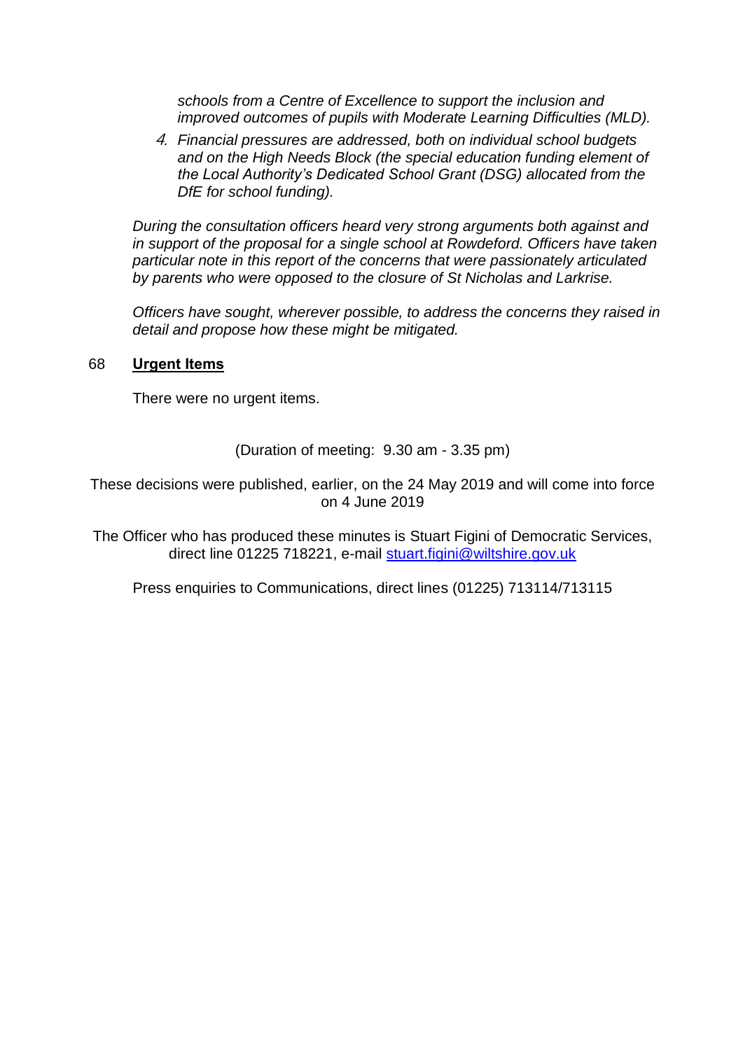*schools from a Centre of Excellence to support the inclusion and improved outcomes of pupils with Moderate Learning Difficulties (MLD).*

4. *Financial pressures are addressed, both on individual school budgets and on the High Needs Block (the special education funding element of the Local Authority's Dedicated School Grant (DSG) allocated from the DfE for school funding).*

*During the consultation officers heard very strong arguments both against and in support of the proposal for a single school at Rowdeford. Officers have taken particular note in this report of the concerns that were passionately articulated by parents who were opposed to the closure of St Nicholas and Larkrise.*

*Officers have sought, wherever possible, to address the concerns they raised in detail and propose how these might be mitigated.*

68 **Urgent Items**

There were no urgent items.

(Duration of meeting: 9.30 am - 3.35 pm)

These decisions were published, earlier, on the 24 May 2019 and will come into force on 4 June 2019

The Officer who has produced these minutes is Stuart Figini of Democratic Services, direct line 01225 718221, e-mail stuart.figini@wiltshire.gov.uk

Press enquiries to Communications, direct lines (01225) 713114/713115